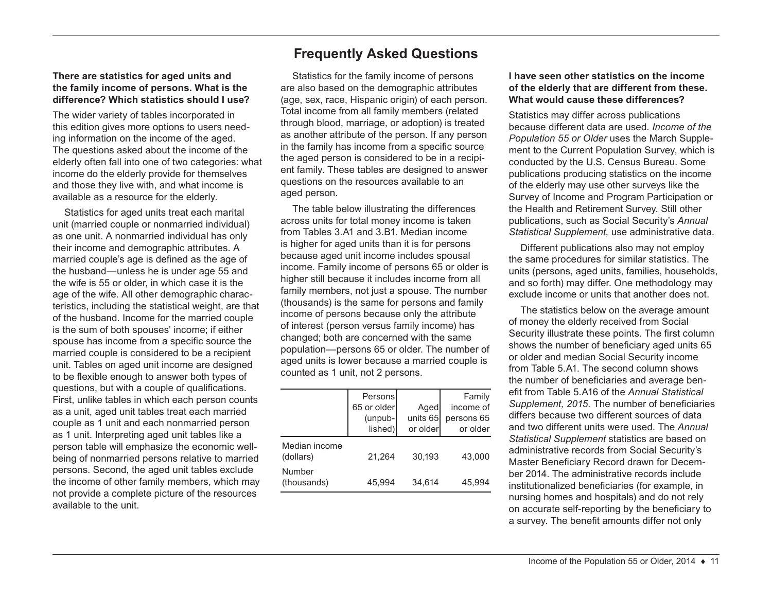## Frequently Asked Questions

**There are statistics for aged units and the family income of persons. What is the difference? Which statistics should I use?**

The wider variety of tables incorporated in this edition gives more options to users needing information on the income of the aged. The questions asked about the income of the elderly often fall into one of two categories: what income do the elderly provide for themselves and those they live with, and what income is available as a resource for the elderly.

Statistics for aged units treat each marital unit (married couple or nonmarried individual) as one unit. A nonmarried individual has only their income and demographic attributes. A married couple's age is defined as the age of the husband—unless he is under age 55 and the wife is 55 or older, in which case it is the age of the wife. All other demographic characteristics, including the statistical weight, are that of the husband. Income for the married couple is the sum of both spouses' income; if either spouse has income from a specific source the married couple is considered to be a recipient unit. Tables on aged unit income are designed to be flexible enough to answer both types of questions, but with a couple of qualifications. First, unlike tables in which each person counts as a unit, aged unit tables treat each married couple as 1 unit and each nonmarried person as 1 unit. Interpreting aged unit tables like a person table will emphasize the economic well-being of nonmarried persons relative to married persons. Second, the aged unit tables exclude the income of other family members, which may not provide a complete picture of the resources available to the unit.

Statistics for the family income of persons are also based on the demographic attributes (age, sex, race, Hispanic origin) of each person. Total income from all family members (related through blood, marriage, or adoption) is treated as another attribute of the person. If any person in the family has income from a specific source the aged person is considered to be in a recipient family. These tables are designed to answer questions on the resources available to an aged person.

The table below illustrating the differences across units for total money income is taken from Tables 3.A1 and 3.B1. Median income is higher for aged units than it is for persons because aged unit income includes spousal income. Family income of persons 65 or older is higher still because it includes income from all family members, not just a spouse. The number (thousands) is the same for persons and family income of persons because only the attribute of interest (person versus family income) has changed; both are concerned with the same population—persons 65 or older. The number of aged units is lower because a married couple is counted as 1 unit, not 2 persons.

| | Persons 65 or older (unpublished) | Aged units 65 or older | Family income of persons 65 or older |
|---|---|---|---|
| Median income (dollars) | 21,264 | 30,193 | 43,000 |
| Number (thousands) | 45,994 | 34,614 | 45,994 |

**I have seen other statistics on the income of the elderly that are different from these. What would cause these differences?**

Statistics may differ across publications because different data are used. *Income of the Population 55 or Older* uses the March Supplement to the Current Population Survey, which is conducted by the U.S. Census Bureau. Some publications producing statistics on the income of the elderly may use other surveys like the Survey of Income and Program Participation or the Health and Retirement Survey. Still other publications, such as Social Security's *Annual Statistical Supplement,* use administrative data.

Different publications also may not employ the same procedures for similar statistics. The units (persons, aged units, families, households, and so forth) may differ. One methodology may exclude income or units that another does not.

The statistics below on the average amount of money the elderly received from Social Security illustrate these points. The first column shows the number of beneficiary aged units 65 or older and median Social Security income from Table 5.A1. The second column shows the number of beneficiaries and average benefit from Table 5.A16 of the *Annual Statistical Supplement, 2015*. The number of beneficiaries differs because two different sources of data and two different units were used. The *Annual Statistical Supplement* statistics are based on administrative records from Social Security's Master Beneficiary Record drawn for December 2014. The administrative records include institutionalized beneficiaries (for example, in nursing homes and hospitals) and do not rely on accurate self-reporting by the beneficiary to a survey. The benefit amounts differ not only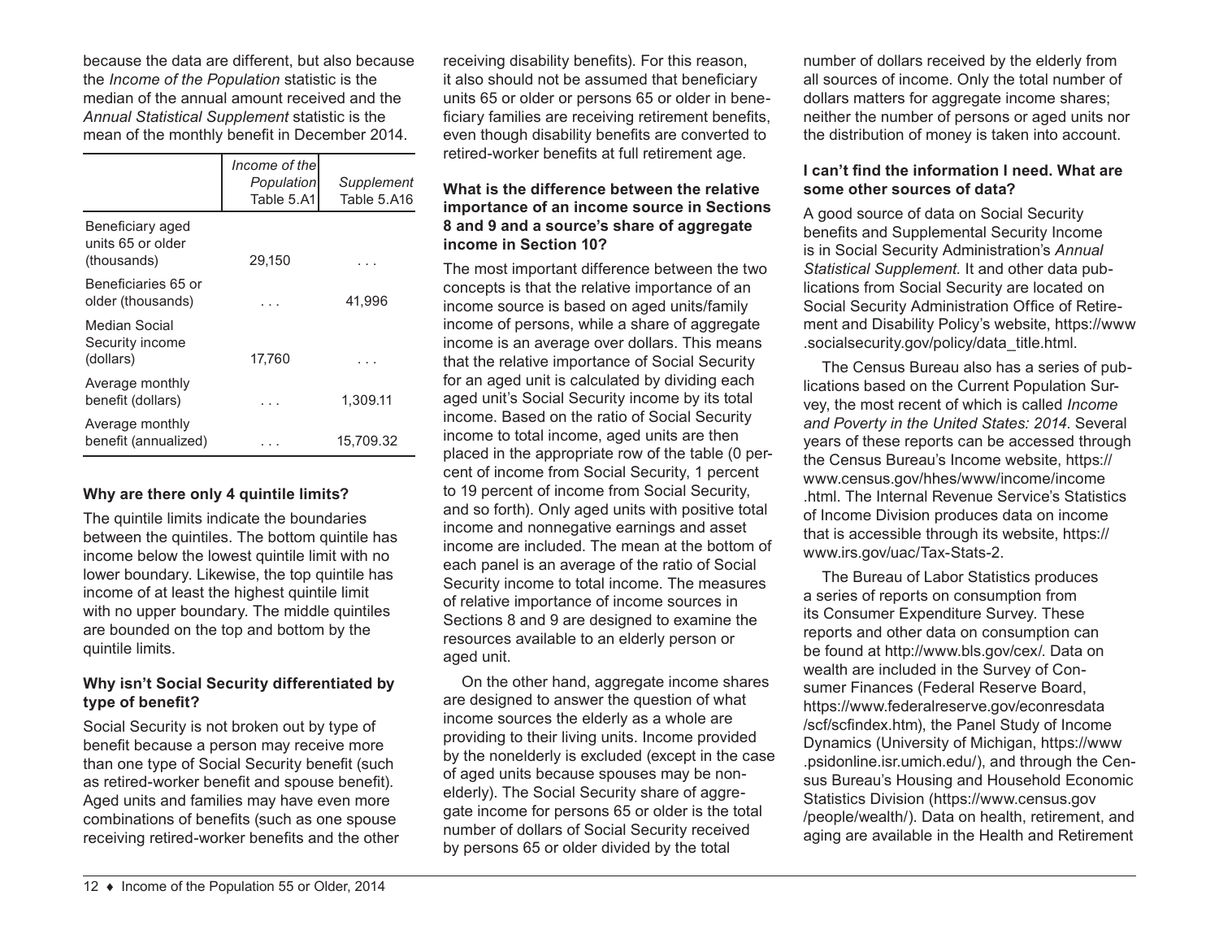because the data are different, but also because the *Income of the Population* statistic is the median of the annual amount received and the *Annual Statistical Supplement* statistic is the mean of the monthly benefit in December 2014.

| | *Income of the Population* Table 5.A1 | *Supplement* Table 5.A16 |
|---|---|---|
| Beneficiary aged units 65 or older (thousands) | 29,150 | . . . |
| Beneficiaries 65 or older (thousands) | . . . | 41,996 |
| Median Social Security income (dollars) | 17,760 | . . . |
| Average monthly benefit (dollars) | . . . | 1,309.11 |
| Average monthly benefit (annualized) | . . . | 15,709.32 |

### Why are there only 4 quintile limits?

The quintile limits indicate the boundaries between the quintiles. The bottom quintile has income below the lowest quintile limit with no lower boundary. Likewise, the top quintile has income of at least the highest quintile limit with no upper boundary. The middle quintiles are bounded on the top and bottom by the quintile limits.

### Why isn't Social Security differentiated by type of benefit?

Social Security is not broken out by type of benefit because a person may receive more than one type of Social Security benefit (such as retired-worker benefit and spouse benefit). Aged units and families may have even more combinations of benefits (such as one spouse receiving retired-worker benefits and the other receiving disability benefits). For this reason, it also should not be assumed that beneficiary units 65 or older or persons 65 or older in beneficiary families are receiving retirement benefits, even though disability benefits are converted to retired-worker benefits at full retirement age.

### What is the difference between the relative importance of an income source in Sections 8 and 9 and a source's share of aggregate income in Section 10?

The most important difference between the two concepts is that the relative importance of an income source is based on aged units/family income of persons, while a share of aggregate income is an average over dollars. This means that the relative importance of Social Security for an aged unit is calculated by dividing each aged unit's Social Security income by its total income. Based on the ratio of Social Security income to total income, aged units are then placed in the appropriate row of the table (0 percent of income from Social Security, 1 percent to 19 percent of income from Social Security, and so forth). Only aged units with positive total income and nonnegative earnings and asset income are included. The mean at the bottom of each panel is an average of the ratio of Social Security income to total income. The measures of relative importance of income sources in Sections 8 and 9 are designed to examine the resources available to an elderly person or aged unit.

On the other hand, aggregate income shares are designed to answer the question of what income sources the elderly as a whole are providing to their living units. Income provided by the nonelderly is excluded (except in the case of aged units because spouses may be nonelderly). The Social Security share of aggregate income for persons 65 or older is the total number of dollars of Social Security received by persons 65 or older divided by the total number of dollars received by the elderly from all sources of income. Only the total number of dollars matters for aggregate income shares; neither the number of persons or aged units nor the distribution of money is taken into account.

### I can't find the information I need. What are some other sources of data?

A good source of data on Social Security benefits and Supplemental Security Income is in Social Security Administration's *Annual Statistical Supplement.* It and other data publications from Social Security are located on Social Security Administration Office of Retirement and Disability Policy's website, https://www.socialsecurity.gov/policy/data_title.html.

The Census Bureau also has a series of publications based on the Current Population Survey, the most recent of which is called *Income and Poverty in the United States: 2014*. Several years of these reports can be accessed through the Census Bureau's Income website, https://www.census.gov/hhes/www/income/income.html. The Internal Revenue Service's Statistics of Income Division produces data on income that is accessible through its website, https://www.irs.gov/uac/Tax-Stats-2.

The Bureau of Labor Statistics produces a series of reports on consumption from its Consumer Expenditure Survey. These reports and other data on consumption can be found at http://www.bls.gov/cex/. Data on wealth are included in the Survey of Consumer Finances (Federal Reserve Board, https://www.federalreserve.gov/econresdata/scf/scfindex.htm), the Panel Study of Income Dynamics (University of Michigan, https://www.psidonline.isr.umich.edu/), and through the Census Bureau's Housing and Household Economic Statistics Division (https://www.census.gov/people/wealth/). Data on health, retirement, and aging are available in the Health and Retirement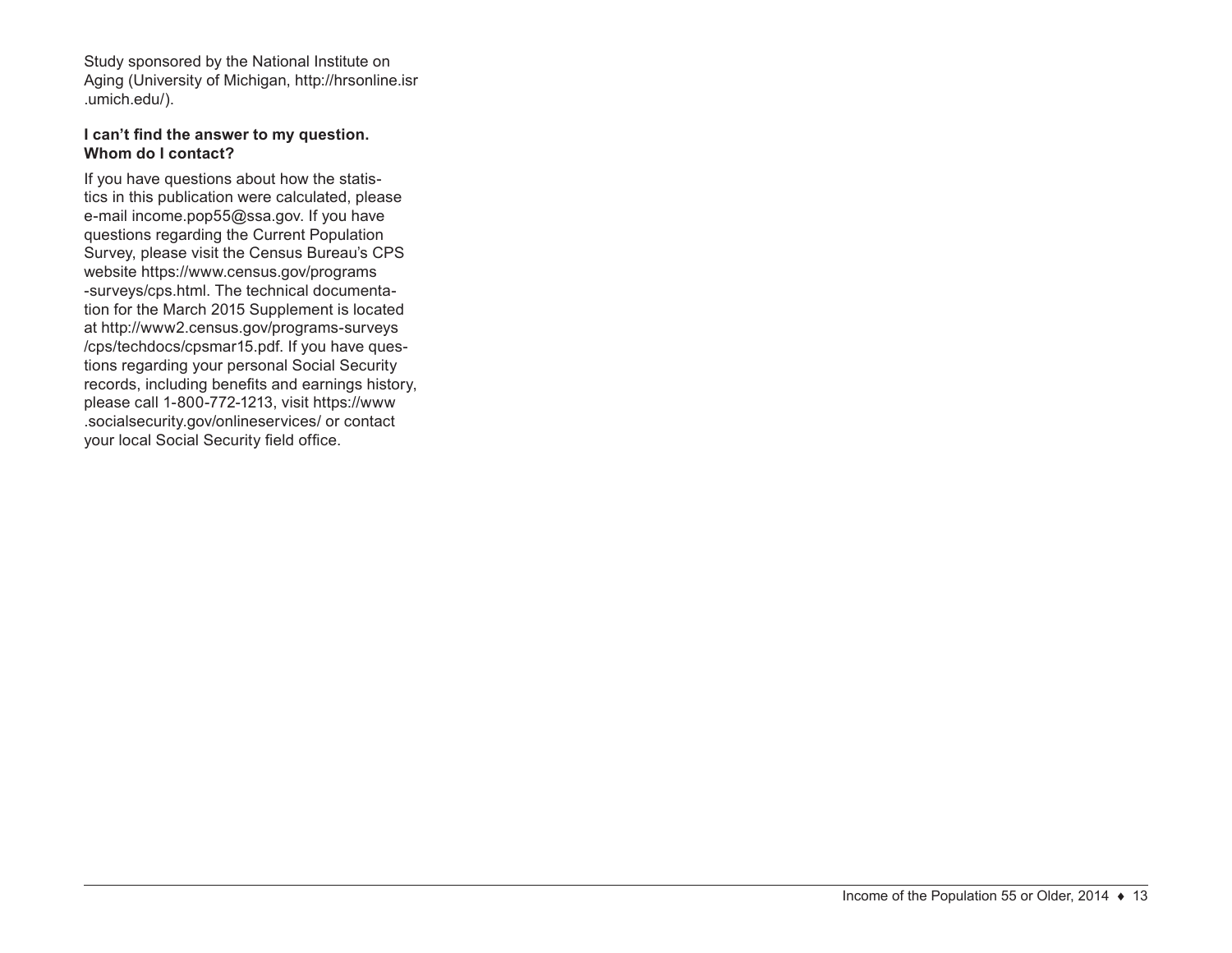Study sponsored by the National Institute on Aging (University of Michigan, http://hrsonline.isr.umich.edu/).

**I can't find the answer to my question. Whom do I contact?**

If you have questions about how the statistics in this publication were calculated, please e-mail income.pop55@ssa.gov. If you have questions regarding the Current Population Survey, please visit the Census Bureau's CPS website https://www.census.gov/programs-surveys/cps.html. The technical documentation for the March 2015 Supplement is located at http://www2.census.gov/programs-surveys/cps/techdocs/cpsmar15.pdf. If you have questions regarding your personal Social Security records, including benefits and earnings history, please call 1-800-772-1213, visit https://www.socialsecurity.gov/onlineservices/ or contact your local Social Security field office.